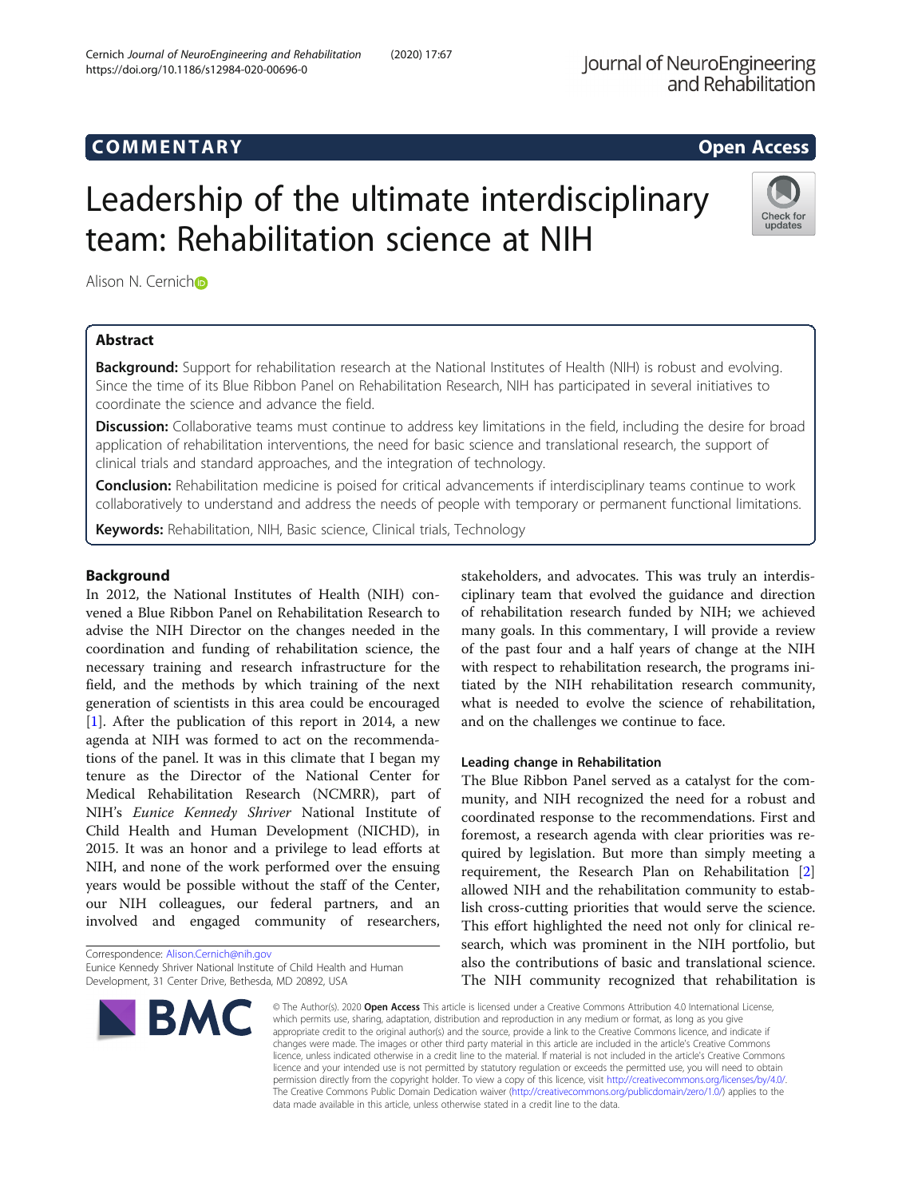COMMENTARY

Open Access

# Leadership of the ultimate interdisciplinary team: Rehabilitation science at NIH

Alison N. Cernich

## Abstract

**Background:** Support for rehabilitation research at the National Institutes of Health (NIH) is robust and evolving. Since the time of its Blue Ribbon Panel on Rehabilitation Research, NIH has participated in several initiatives to coordinate the science and advance the field.

**Discussion:** Collaborative teams must continue to address key limitations in the field, including the desire for broad application of rehabilitation interventions, the need for basic science and translational research, the support of clinical trials and standard approaches, and the integration of technology.

**Conclusion:** Rehabilitation medicine is poised for critical advancements if interdisciplinary teams continue to work collaboratively to understand and address the needs of people with temporary or permanent functional limitations.

**Keywords:** Rehabilitation, NIH, Basic science, Clinical trials, Technology

## Background

In 2012, the National Institutes of Health (NIH) convened a Blue Ribbon Panel on Rehabilitation Research to advise the NIH Director on the changes needed in the coordination and funding of rehabilitation science, the necessary training and research infrastructure for the field, and the methods by which training of the next generation of scientists in this area could be encouraged [1]. After the publication of this report in 2014, a new agenda at NIH was formed to act on the recommendations of the panel. It was in this climate that I began my tenure as the Director of the National Center for Medical Rehabilitation Research (NCMRR), part of NIH's *Eunice Kennedy Shriver* National Institute of Child Health and Human Development (NICHD), in 2015. It was an honor and a privilege to lead efforts at NIH, and none of the work performed over the ensuing years would be possible without the staff of the Center, our NIH colleagues, our federal partners, and an involved and engaged community of researchers, stakeholders, and advocates. This was truly an interdisciplinary team that evolved the guidance and direction of rehabilitation research funded by NIH; we achieved many goals. In this commentary, I will provide a review of the past four and a half years of change at the NIH with respect to rehabilitation research, the programs initiated by the NIH rehabilitation research community, what is needed to evolve the science of rehabilitation, and on the challenges we continue to face.

### Leading change in Rehabilitation

The Blue Ribbon Panel served as a catalyst for the community, and NIH recognized the need for a robust and coordinated response to the recommendations. First and foremost, a research agenda with clear priorities was required by legislation. But more than simply meeting a requirement, the Research Plan on Rehabilitation [2] allowed NIH and the rehabilitation community to establish cross-cutting priorities that would serve the science. This effort highlighted the need not only for clinical research, which was prominent in the NIH portfolio, but also the contributions of basic and translational science. The NIH community recognized that rehabilitation is

Correspondence: Alison.Cernich@nih.gov
Eunice Kennedy Shriver National Institute of Child Health and Human Development, 31 Center Drive, Bethesda, MD 20892, USA

© The Author(s). 2020 **Open Access** This article is licensed under a Creative Commons Attribution 4.0 International License, which permits use, sharing, adaptation, distribution and reproduction in any medium or format, as long as you give appropriate credit to the original author(s) and the source, provide a link to the Creative Commons licence, and indicate if changes were made. The images or other third party material in this article are included in the article's Creative Commons licence, unless indicated otherwise in a credit line to the material. If material is not included in the article's Creative Commons licence and your intended use is not permitted by statutory regulation or exceeds the permitted use, you will need to obtain permission directly from the copyright holder. To view a copy of this licence, visit http://creativecommons.org/licenses/by/4.0/. The Creative Commons Public Domain Dedication waiver (http://creativecommons.org/publicdomain/zero/1.0/) applies to the data made available in this article, unless otherwise stated in a credit line to the data.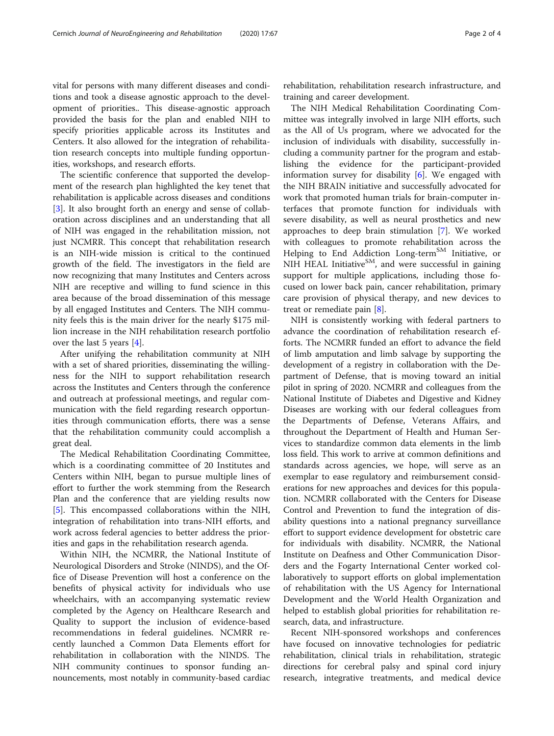vital for persons with many different diseases and conditions and took a disease agnostic approach to the development of priorities.. This disease-agnostic approach provided the basis for the plan and enabled NIH to specify priorities applicable across its Institutes and Centers. It also allowed for the integration of rehabilitation research concepts into multiple funding opportunities, workshops, and research efforts.

The scientific conference that supported the development of the research plan highlighted the key tenet that rehabilitation is applicable across diseases and conditions [3]. It also brought forth an energy and sense of collaboration across disciplines and an understanding that all of NIH was engaged in the rehabilitation mission, not just NCMRR. This concept that rehabilitation research is an NIH-wide mission is critical to the continued growth of the field. The investigators in the field are now recognizing that many Institutes and Centers across NIH are receptive and willing to fund science in this area because of the broad dissemination of this message by all engaged Institutes and Centers. The NIH community feels this is the main driver for the nearly \$175 million increase in the NIH rehabilitation research portfolio over the last 5 years [4].

After unifying the rehabilitation community at NIH with a set of shared priorities, disseminating the willingness for the NIH to support rehabilitation research across the Institutes and Centers through the conference and outreach at professional meetings, and regular communication with the field regarding research opportunities through communication efforts, there was a sense that the rehabilitation community could accomplish a great deal.

The Medical Rehabilitation Coordinating Committee, which is a coordinating committee of 20 Institutes and Centers within NIH, began to pursue multiple lines of effort to further the work stemming from the Research Plan and the conference that are yielding results now [5]. This encompassed collaborations within the NIH, integration of rehabilitation into trans-NIH efforts, and work across federal agencies to better address the priorities and gaps in the rehabilitation research agenda.

Within NIH, the NCMRR, the National Institute of Neurological Disorders and Stroke (NINDS), and the Office of Disease Prevention will host a conference on the benefits of physical activity for individuals who use wheelchairs, with an accompanying systematic review completed by the Agency on Healthcare Research and Quality to support the inclusion of evidence-based recommendations in federal guidelines. NCMRR recently launched a Common Data Elements effort for rehabilitation in collaboration with the NINDS. The NIH community continues to sponsor funding announcements, most notably in community-based cardiac rehabilitation, rehabilitation research infrastructure, and training and career development.

The NIH Medical Rehabilitation Coordinating Committee was integrally involved in large NIH efforts, such as the All of Us program, where we advocated for the inclusion of individuals with disability, successfully including a community partner for the program and establishing the evidence for the participant-provided information survey for disability [6]. We engaged with the NIH BRAIN initiative and successfully advocated for work that promoted human trials for brain-computer interfaces that promote function for individuals with severe disability, as well as neural prosthetics and new approaches to deep brain stimulation [7]. We worked with colleagues to promote rehabilitation across the Helping to End Addiction Long-term℠ Initiative, or NIH HEAL Initiative℠, and were successful in gaining support for multiple applications, including those focused on lower back pain, cancer rehabilitation, primary care provision of physical therapy, and new devices to treat or remediate pain [8].

NIH is consistently working with federal partners to advance the coordination of rehabilitation research efforts. The NCMRR funded an effort to advance the field of limb amputation and limb salvage by supporting the development of a registry in collaboration with the Department of Defense, that is moving toward an initial pilot in spring of 2020. NCMRR and colleagues from the National Institute of Diabetes and Digestive and Kidney Diseases are working with our federal colleagues from the Departments of Defense, Veterans Affairs, and throughout the Department of Health and Human Services to standardize common data elements in the limb loss field. This work to arrive at common definitions and standards across agencies, we hope, will serve as an exemplar to ease regulatory and reimbursement considerations for new approaches and devices for this population. NCMRR collaborated with the Centers for Disease Control and Prevention to fund the integration of disability questions into a national pregnancy surveillance effort to support evidence development for obstetric care for individuals with disability. NCMRR, the National Institute on Deafness and Other Communication Disorders and the Fogarty International Center worked collaboratively to support efforts on global implementation of rehabilitation with the US Agency for International Development and the World Health Organization and helped to establish global priorities for rehabilitation research, data, and infrastructure.

Recent NIH-sponsored workshops and conferences have focused on innovative technologies for pediatric rehabilitation, clinical trials in rehabilitation, strategic directions for cerebral palsy and spinal cord injury research, integrative treatments, and medical device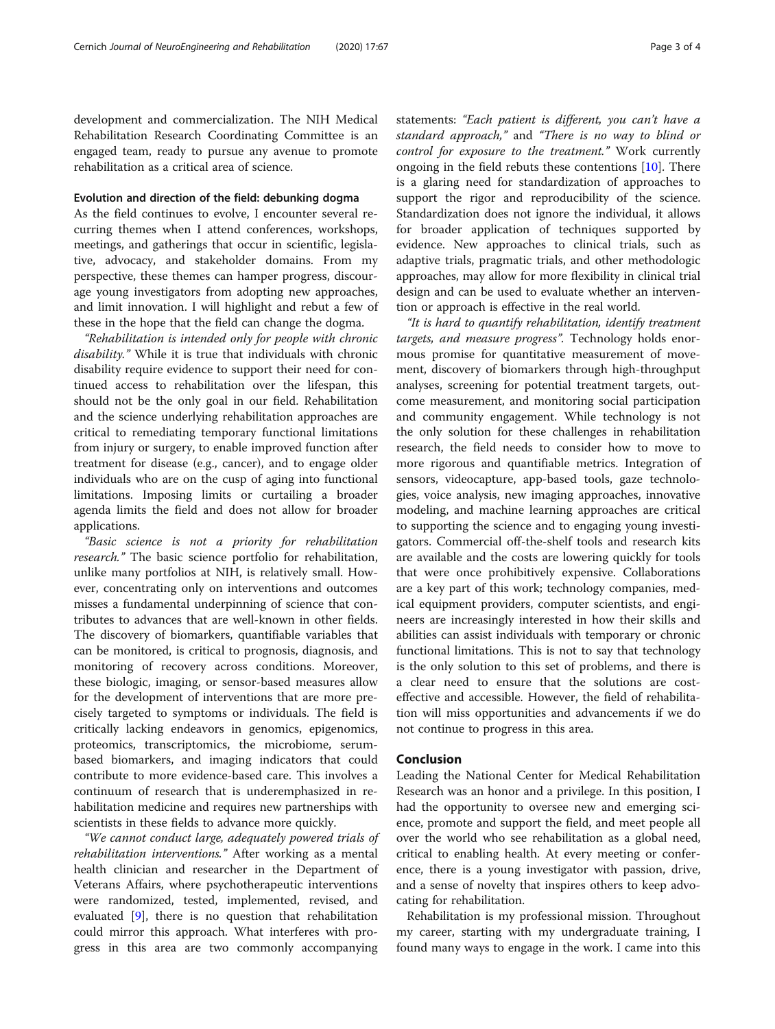development and commercialization. The NIH Medical Rehabilitation Research Coordinating Committee is an engaged team, ready to pursue any avenue to promote rehabilitation as a critical area of science.

### Evolution and direction of the field: debunking dogma

As the field continues to evolve, I encounter several recurring themes when I attend conferences, workshops, meetings, and gatherings that occur in scientific, legislative, advocacy, and stakeholder domains. From my perspective, these themes can hamper progress, discourage young investigators from adopting new approaches, and limit innovation. I will highlight and rebut a few of these in the hope that the field can change the dogma.

*"Rehabilitation is intended only for people with chronic disability."* While it is true that individuals with chronic disability require evidence to support their need for continued access to rehabilitation over the lifespan, this should not be the only goal in our field. Rehabilitation and the science underlying rehabilitation approaches are critical to remediating temporary functional limitations from injury or surgery, to enable improved function after treatment for disease (e.g., cancer), and to engage older individuals who are on the cusp of aging into functional limitations. Imposing limits or curtailing a broader agenda limits the field and does not allow for broader applications.

*"Basic science is not a priority for rehabilitation research."* The basic science portfolio for rehabilitation, unlike many portfolios at NIH, is relatively small. However, concentrating only on interventions and outcomes misses a fundamental underpinning of science that contributes to advances that are well-known in other fields. The discovery of biomarkers, quantifiable variables that can be monitored, is critical to prognosis, diagnosis, and monitoring of recovery across conditions. Moreover, these biologic, imaging, or sensor-based measures allow for the development of interventions that are more precisely targeted to symptoms or individuals. The field is critically lacking endeavors in genomics, epigenomics, proteomics, transcriptomics, the microbiome, serum-based biomarkers, and imaging indicators that could contribute to more evidence-based care. This involves a continuum of research that is underemphasized in rehabilitation medicine and requires new partnerships with scientists in these fields to advance more quickly.

*"We cannot conduct large, adequately powered trials of rehabilitation interventions."* After working as a mental health clinician and researcher in the Department of Veterans Affairs, where psychotherapeutic interventions were randomized, tested, implemented, revised, and evaluated [9], there is no question that rehabilitation could mirror this approach. What interferes with progress in this area are two commonly accompanying statements: *"Each patient is different, you can't have a standard approach,"* and *"There is no way to blind or control for exposure to the treatment."* Work currently ongoing in the field rebuts these contentions [10]. There is a glaring need for standardization of approaches to support the rigor and reproducibility of the science. Standardization does not ignore the individual, it allows for broader application of techniques supported by evidence. New approaches to clinical trials, such as adaptive trials, pragmatic trials, and other methodologic approaches, may allow for more flexibility in clinical trial design and can be used to evaluate whether an intervention or approach is effective in the real world.

*"It is hard to quantify rehabilitation, identify treatment targets, and measure progress".* Technology holds enormous promise for quantitative measurement of movement, discovery of biomarkers through high-throughput analyses, screening for potential treatment targets, outcome measurement, and monitoring social participation and community engagement. While technology is not the only solution for these challenges in rehabilitation research, the field needs to consider how to move to more rigorous and quantifiable metrics. Integration of sensors, videocapture, app-based tools, gaze technologies, voice analysis, new imaging approaches, innovative modeling, and machine learning approaches are critical to supporting the science and to engaging young investigators. Commercial off-the-shelf tools and research kits are available and the costs are lowering quickly for tools that were once prohibitively expensive. Collaborations are a key part of this work; technology companies, medical equipment providers, computer scientists, and engineers are increasingly interested in how their skills and abilities can assist individuals with temporary or chronic functional limitations. This is not to say that technology is the only solution to this set of problems, and there is a clear need to ensure that the solutions are cost-effective and accessible. However, the field of rehabilitation will miss opportunities and advancements if we do not continue to progress in this area.

## Conclusion

Leading the National Center for Medical Rehabilitation Research was an honor and a privilege. In this position, I had the opportunity to oversee new and emerging science, promote and support the field, and meet people all over the world who see rehabilitation as a global need, critical to enabling health. At every meeting or conference, there is a young investigator with passion, drive, and a sense of novelty that inspires others to keep advocating for rehabilitation.

Rehabilitation is my professional mission. Throughout my career, starting with my undergraduate training, I found many ways to engage in the work. I came into this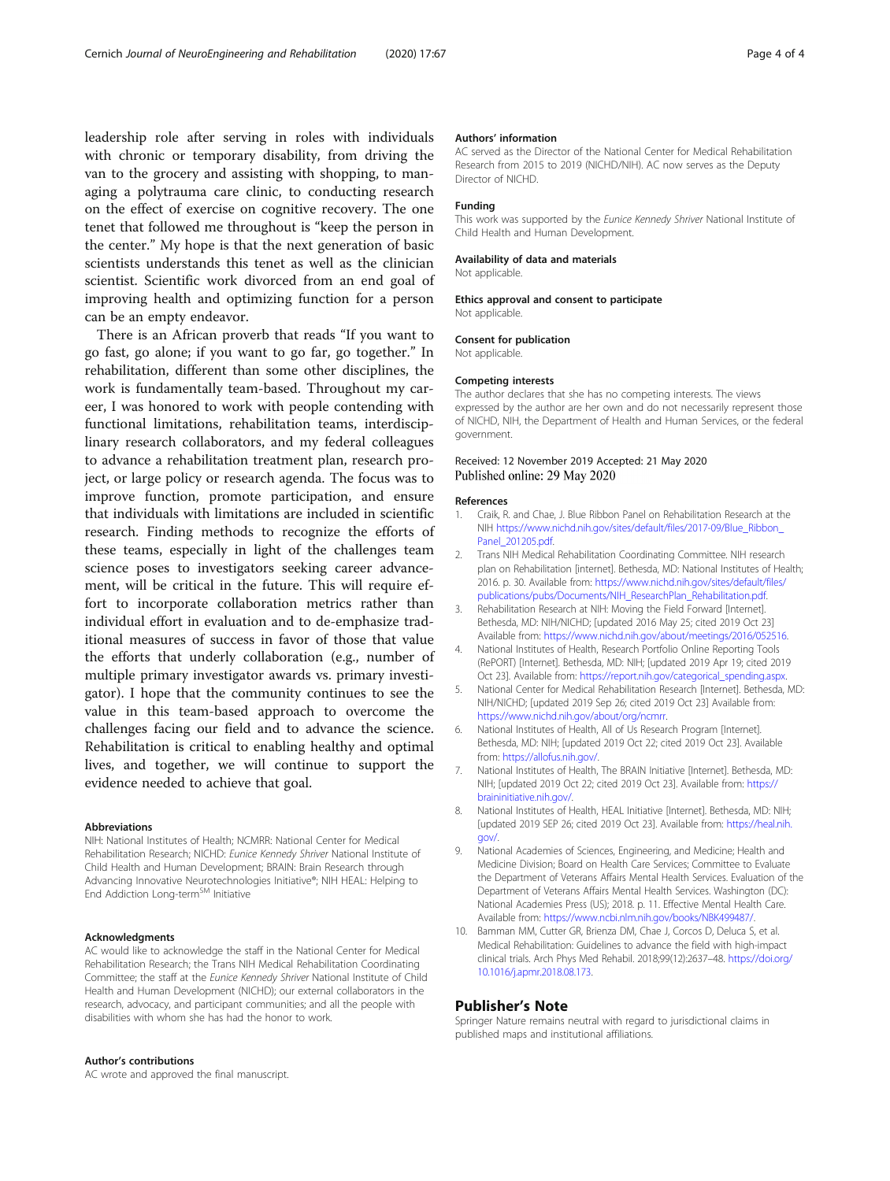leadership role after serving in roles with individuals with chronic or temporary disability, from driving the van to the grocery and assisting with shopping, to managing a polytrauma care clinic, to conducting research on the effect of exercise on cognitive recovery. The one tenet that followed me throughout is "keep the person in the center." My hope is that the next generation of basic scientists understands this tenet as well as the clinician scientist. Scientific work divorced from an end goal of improving health and optimizing function for a person can be an empty endeavor.

There is an African proverb that reads "If you want to go fast, go alone; if you want to go far, go together." In rehabilitation, different than some other disciplines, the work is fundamentally team-based. Throughout my career, I was honored to work with people contending with functional limitations, rehabilitation teams, interdisciplinary research collaborators, and my federal colleagues to advance a rehabilitation treatment plan, research project, or large policy or research agenda. The focus was to improve function, promote participation, and ensure that individuals with limitations are included in scientific research. Finding methods to recognize the efforts of these teams, especially in light of the challenges team science poses to investigators seeking career advancement, will be critical in the future. This will require effort to incorporate collaboration metrics rather than individual effort in evaluation and to de-emphasize traditional measures of success in favor of those that value the efforts that underly collaboration (e.g., number of multiple primary investigator awards vs. primary investigator). I hope that the community continues to see the value in this team-based approach to overcome the challenges facing our field and to advance the science. Rehabilitation is critical to enabling healthy and optimal lives, and together, we will continue to support the evidence needed to achieve that goal.

#### Abbreviations

NIH: National Institutes of Health; NCMRR: National Center for Medical Rehabilitation Research; NICHD: *Eunice Kennedy Shriver* National Institute of Child Health and Human Development; BRAIN: Brain Research through Advancing Innovative Neurotechnologies Initiative®; NIH HEAL: Helping to End Addiction Long-term[SM] Initiative

#### Acknowledgments

AC would like to acknowledge the staff in the National Center for Medical Rehabilitation Research; the Trans NIH Medical Rehabilitation Coordinating Committee; the staff at the *Eunice Kennedy Shriver* National Institute of Child Health and Human Development (NICHD); our external collaborators in the research, advocacy, and participant communities; and all the people with disabilities with whom she has had the honor to work.

#### Author's contributions

AC wrote and approved the final manuscript.

#### Authors' information

AC served as the Director of the National Center for Medical Rehabilitation Research from 2015 to 2019 (NICHD/NIH). AC now serves as the Deputy Director of NICHD.

#### Funding

This work was supported by the *Eunice Kennedy Shriver* National Institute of Child Health and Human Development.

#### Availability of data and materials

Not applicable.

#### Ethics approval and consent to participate

Not applicable.

#### Consent for publication

Not applicable.

#### Competing interests

The author declares that she has no competing interests. The views expressed by the author are her own and do not necessarily represent those of NICHD, NIH, the Department of Health and Human Services, or the federal government.

Received: 12 November 2019 Accepted: 21 May 2020
Published online: 29 May 2020

#### References

1. Craik, R. and Chae, J. Blue Ribbon Panel on Rehabilitation Research at the NIH https://www.nichd.nih.gov/sites/default/files/2017-09/Blue_Ribbon_Panel_201205.pdf.
2. Trans NIH Medical Rehabilitation Coordinating Committee. NIH research plan on Rehabilitation [internet]. Bethesda, MD: National Institutes of Health; 2016. p. 30. Available from: https://www.nichd.nih.gov/sites/default/files/publications/pubs/Documents/NIH_ResearchPlan_Rehabilitation.pdf.
3. Rehabilitation Research at NIH: Moving the Field Forward [Internet]. Bethesda, MD: NIH/NICHD; [updated 2016 May 25; cited 2019 Oct 23] Available from: https://www.nichd.nih.gov/about/meetings/2016/052516.
4. National Institutes of Health, Research Portfolio Online Reporting Tools (RePORT) [Internet]. Bethesda, MD: NIH; [updated 2019 Apr 19; cited 2019 Oct 23]. Available from: https://report.nih.gov/categorical_spending.aspx.
5. National Center for Medical Rehabilitation Research [Internet]. Bethesda, MD: NIH/NICHD; [updated 2019 Sep 26; cited 2019 Oct 23] Available from: https://www.nichd.nih.gov/about/org/ncmrr.
6. National Institutes of Health, All of Us Research Program [Internet]. Bethesda, MD: NIH; [updated 2019 Oct 22; cited 2019 Oct 23]. Available from: https://allofus.nih.gov/.
7. National Institutes of Health, The BRAIN Initiative [Internet]. Bethesda, MD: NIH; [updated 2019 Oct 22; cited 2019 Oct 23]. Available from: https://braininitiative.nih.gov/.
8. National Institutes of Health, HEAL Initiative [Internet]. Bethesda, MD: NIH; [updated 2019 SEP 26; cited 2019 Oct 23]. Available from: https://heal.nih.gov/.
9. National Academies of Sciences, Engineering, and Medicine; Health and Medicine Division; Board on Health Care Services; Committee to Evaluate the Department of Veterans Affairs Mental Health Services. Evaluation of the Department of Veterans Affairs Mental Health Services. Washington (DC): National Academies Press (US); 2018. p. 11. Effective Mental Health Care. Available from: https://www.ncbi.nlm.nih.gov/books/NBK499487/.
10. Bamman MM, Cutter GR, Brienza DM, Chae J, Corcos D, Deluca S, et al. Medical Rehabilitation: Guidelines to advance the field with high-impact clinical trials. Arch Phys Med Rehabil. 2018;99(12):2637–48. https://doi.org/10.1016/j.apmr.2018.08.173.

## Publisher's Note

Springer Nature remains neutral with regard to jurisdictional claims in published maps and institutional affiliations.